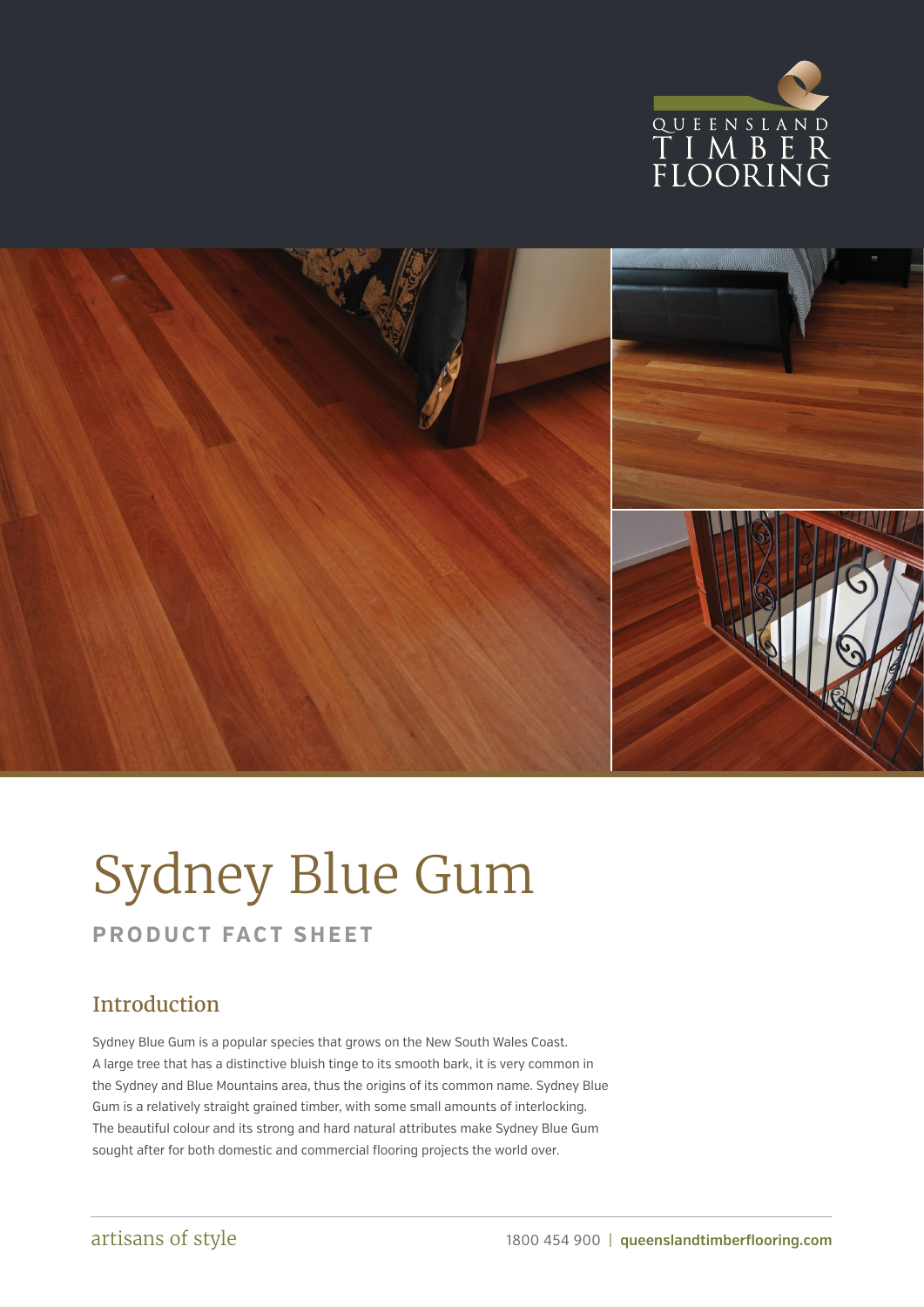# Sydney Blue Gum

**PRODUCT FACT SHEET**

## Introduction

Sydney Blue Gum is a popular species that grows on the New South Wales Coast. A large tree that has a distinctive bluish tinge to its smooth bark, it is very common in the Sydney and Blue Mountains area, thus the origins of its common name. Sydney Blue Gum is a relatively straight grained timber, with some small amounts of interlocking. The beautiful colour and its strong and hard natural attributes make Sydney Blue Gum sought after for both domestic and commercial flooring projects the world over.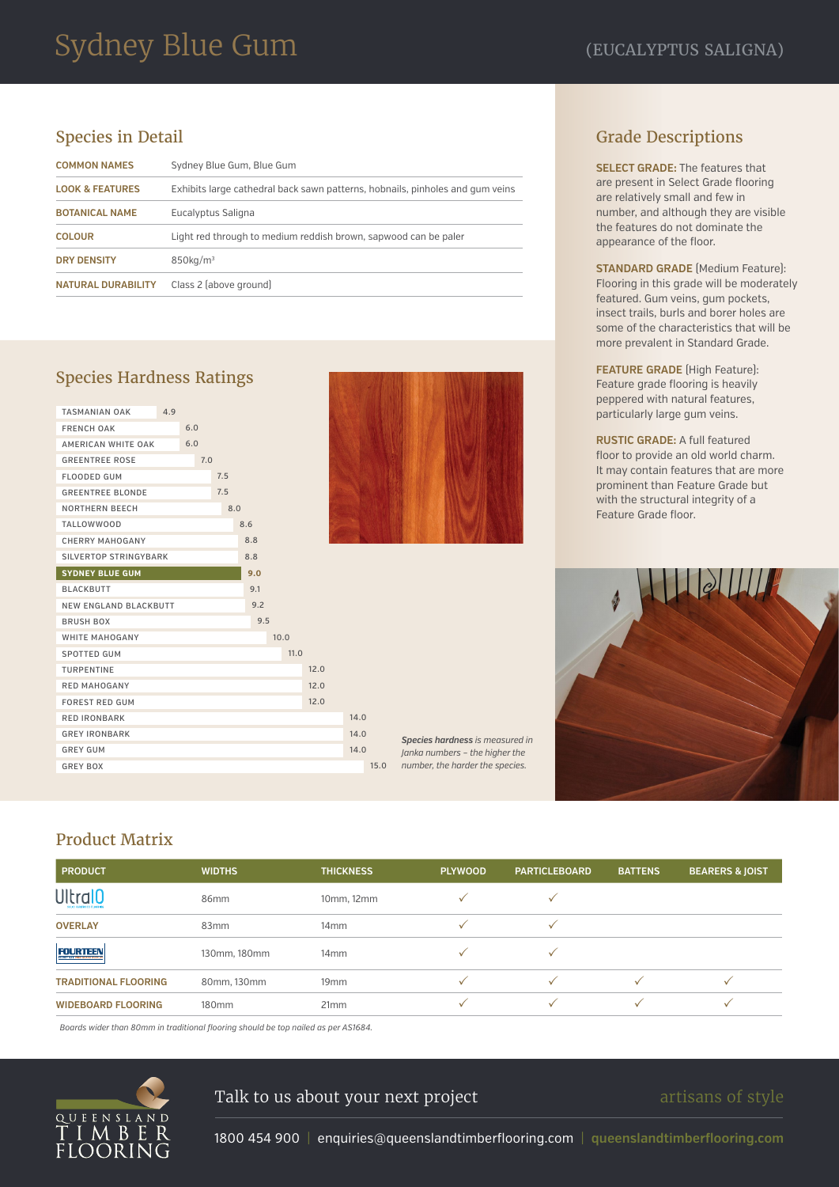# Sydney Blue Gum

(EUCALYPTUS SALIGNA)

## Species in Detail

| | |
|---|---|
| **COMMON NAMES** | Sydney Blue Gum, Blue Gum |
| **LOOK & FEATURES** | Exhibits large cathedral back sawn patterns, hobnails, pinholes and gum veins |
| **BOTANICAL NAME** | Eucalyptus Saligna |
| **COLOUR** | Light red through to medium reddish brown, sapwood can be paler |
| **DRY DENSITY** | 850kg/m³ |
| **NATURAL DURABILITY** | Class 2 (above ground) |

## Species Hardness Ratings

TASMANIAN OAK 4.9
FRENCH OAK 6.0
AMERICAN WHITE OAK 6.0
GREENTREE ROSE 7.0
FLOODED GUM 7.5
GREENTREE BLONDE 7.5
NORTHERN BEECH 8.0
TALLOWWOOD 8.6
CHERRY MAHOGANY 8.8
SILVERTOP STRINGYBARK 8.8
**SYDNEY BLUE GUM 9.0**
BLACKBUTT 9.1
NEW ENGLAND BLACKBUTT 9.2
BRUSH BOX 9.5
WHITE MAHOGANY 10.0
SPOTTED GUM 11.0
TURPENTINE 12.0
RED MAHOGANY 12.0
FOREST RED GUM 12.0
RED IRONBARK 14.0
GREY IRONBARK 14.0
GREY GUM 14.0
GREY BOX 15.0

***Species hardness** is measured in Janka numbers – the higher the number, the harder the species.*

## Grade Descriptions

**SELECT GRADE:** The features that are present in Select Grade flooring are relatively small and few in number, and although they are visible the features do not dominate the appearance of the floor.

**STANDARD GRADE** (Medium Feature): Flooring in this grade will be moderately featured. Gum veins, gum pockets, insect trails, burls and borer holes are some of the characteristics that will be more prevalent in Standard Grade.

**FEATURE GRADE** (High Feature): Feature grade flooring is heavily peppered with natural features, particularly large gum veins.

**RUSTIC GRADE:** A full featured floor to provide an old world charm. It may contain features that are more prominent than Feature Grade but with the structural integrity of a Feature Grade floor.

## Product Matrix

| PRODUCT | WIDTHS | THICKNESS | PLYWOOD | PARTICLEBOARD | BATTENS | BEARERS & JOIST |
|---|---|---|---|---|---|---|
| UltraIO | 86mm | 10mm, 12mm | ✓ | ✓ | | |
| OVERLAY | 83mm | 14mm | ✓ | ✓ | | |
| FOURTEEN | 130mm, 180mm | 14mm | ✓ | ✓ | | |
| TRADITIONAL FLOORING | 80mm, 130mm | 19mm | ✓ | ✓ | ✓ | ✓ |
| WIDEBOARD FLOORING | 180mm | 21mm | ✓ | ✓ | ✓ | ✓ |

*Boards wider than 80mm in traditional flooring should be top nailed as per AS1684.*

QUEENSLAND TIMBER FLOORING

Talk to us about your next project

artisans of style

1800 454 900 | enquiries@queenslandtimberflooring.com | **queenslandtimberflooring.com**